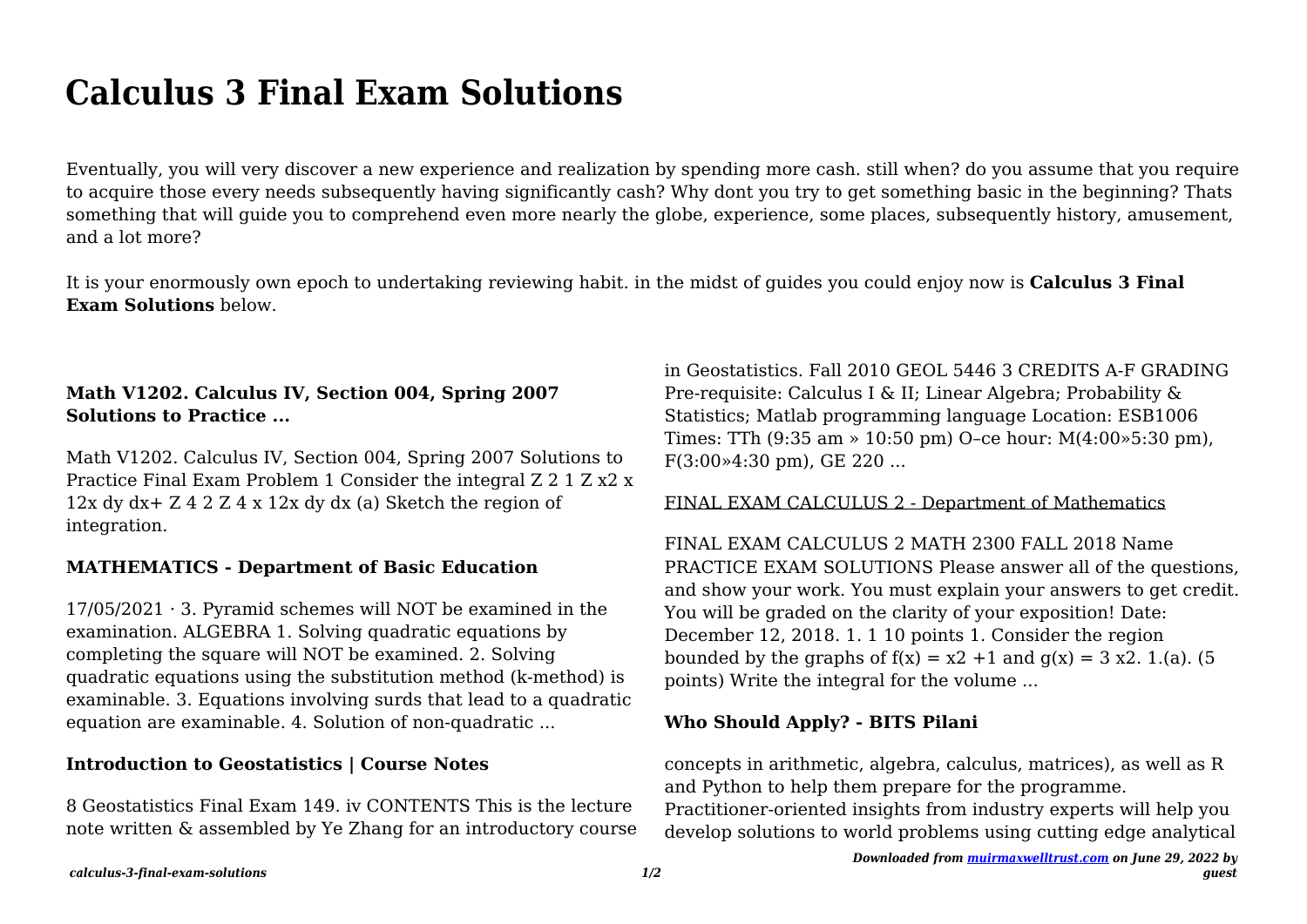# Calculus 3 Final Exam Solutions

Eventually, you will very discover a new experience and realization by spending more cash. still when? do you assume that you require to acquire those every needs subsequently having significantly cash? Why dont you try to get something basic in the beginning? Thats something that will guide you to comprehend even more nearly the globe, experience, some places, subsequently history, amusement, and a lot more?

It is your enormously own epoch to undertaking reviewing habit. in the midst of guides you could enjoy now is **Calculus 3 Final Exam Solutions** below.

### Math V1202. Calculus IV, Section 004, Spring 2007 Solutions to Practice ...

Math V1202. Calculus IV, Section 004, Spring 2007 Solutions to Practice Final Exam Problem 1 Consider the integral Z 2 1 Z x2 x 12x dy dx+ Z 4 2 Z 4 x 12x dy dx (a) Sketch the region of integration.

### MATHEMATICS - Department of Basic Education

17/05/2021 · 3. Pyramid schemes will NOT be examined in the examination. ALGEBRA 1. Solving quadratic equations by completing the square will NOT be examined. 2. Solving quadratic equations using the substitution method (k-method) is examinable. 3. Equations involving surds that lead to a quadratic equation are examinable. 4. Solution of non-quadratic ...

### Introduction to Geostatistics | Course Notes

8 Geostatistics Final Exam 149. iv CONTENTS This is the lecture note written & assembled by Ye Zhang for an introductory course in Geostatistics. Fall 2010 GEOL 5446 3 CREDITS A-F GRADING Pre-requisite: Calculus I & II; Linear Algebra; Probability & Statistics; Matlab programming language Location: ESB1006 Times: TTh (9:35 am » 10:50 pm) O–ce hour: M(4:00»5:30 pm), F(3:00»4:30 pm), GE 220 ...

### FINAL EXAM CALCULUS 2 - Department of Mathematics

FINAL EXAM CALCULUS 2 MATH 2300 FALL 2018 Name PRACTICE EXAM SOLUTIONS Please answer all of the questions, and show your work. You must explain your answers to get credit. You will be graded on the clarity of your exposition! Date: December 12, 2018. 1. 1 10 points 1. Consider the region bounded by the graphs of f(x) = x2 +1 and g(x) = 3 x2. 1.(a). (5 points) Write the integral for the volume ...

### Who Should Apply? - BITS Pilani

concepts in arithmetic, algebra, calculus, matrices), as well as R and Python to help them prepare for the programme. Practitioner-oriented insights from industry experts will help you develop solutions to world problems using cutting edge analytical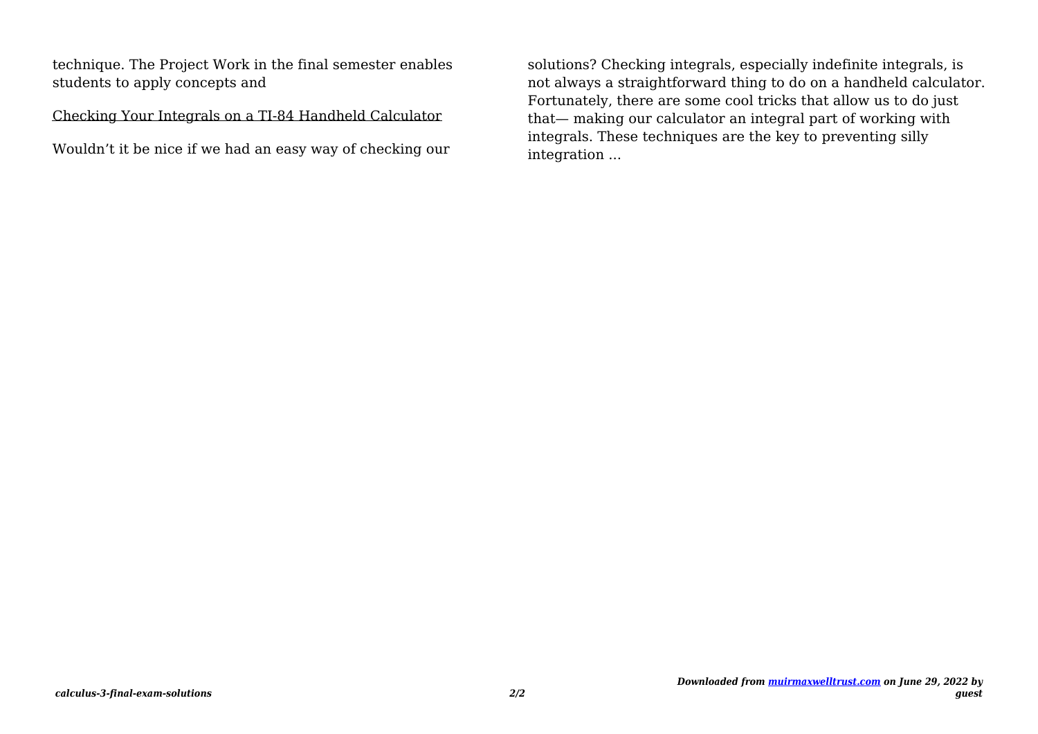technique. The Project Work in the final semester enables students to apply concepts and

Checking Your Integrals on a TI-84 Handheld Calculator

Wouldn't it be nice if we had an easy way of checking our solutions? Checking integrals, especially indefinite integrals, is not always a straightforward thing to do on a handheld calculator. Fortunately, there are some cool tricks that allow us to do just that— making our calculator an integral part of working with integrals. These techniques are the key to preventing silly integration ...